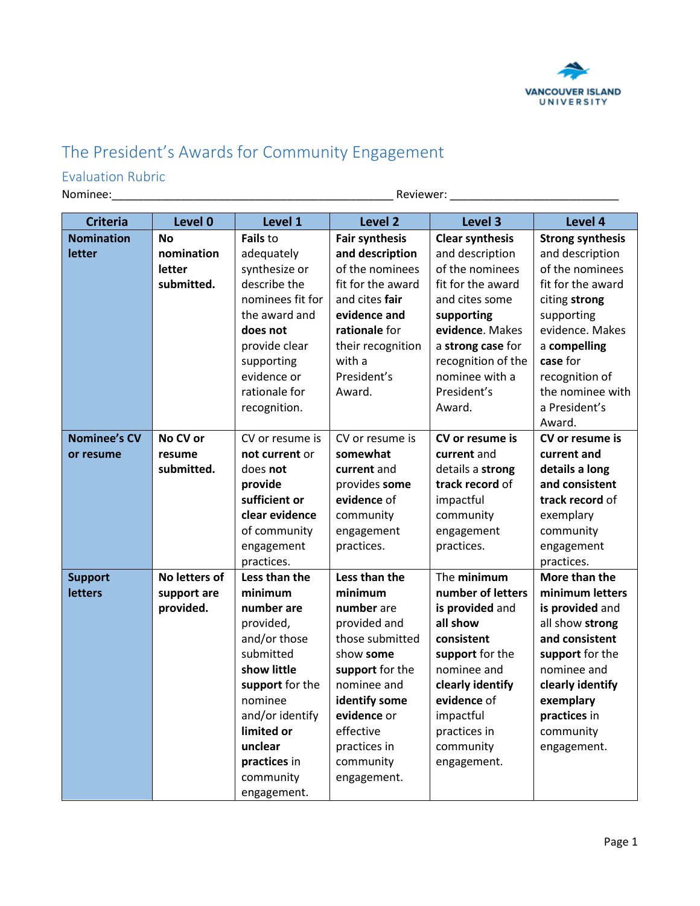# The President's Awards for Community Engagement

## Evaluation Rubric

Nominee:_______________________________________________ Reviewer: ____________________________

| Criteria | Level 0 | Level 1 | Level 2 | Level 3 | Level 4 |
|---|---|---|---|---|---|
| **Nomination letter** | **No nomination letter submitted.** | **Fails** to adequately synthesize or describe the nominees fit for the award and **does not** provide clear supporting evidence or rationale for recognition. | **Fair synthesis and description** of the nominees fit for the award and cites **fair evidence and rationale** for their recognition with a President's Award. | **Clear synthesis** and description of the nominees fit for the award and cites some **supporting evidence**. Makes a **strong case** for recognition of the nominee with a President's Award. | **Strong synthesis** and description of the nominees fit for the award citing **strong** supporting evidence. Makes a **compelling case** for recognition of the nominee with a President's Award. |
| **Nominee's CV or resume** | **No CV or resume submitted.** | CV or resume is **not current** or does **not provide sufficient or clear evidence** of community engagement practices. | CV or resume is **somewhat current** and provides **some evidence** of community engagement practices. | **CV or resume is current** and details a **strong track record** of impactful community engagement practices. | **CV or resume is current and details a long and consistent track record** of exemplary community engagement practices. |
| **Support letters** | **No letters of support are provided.** | **Less than the minimum number are** provided, and/or those submitted **show little support** for the nominee and/or identify **limited or unclear practices** in community engagement. | **Less than the minimum number** are provided and those submitted show **some support** for the nominee and **identify some evidence** or effective practices in community engagement. | The **minimum number of letters is provided** and **all show consistent support** for the nominee and **clearly identify evidence** of impactful practices in community engagement. | **More than the minimum letters is provided** and all show **strong and consistent support** for the nominee and **clearly identify exemplary practices** in community engagement. |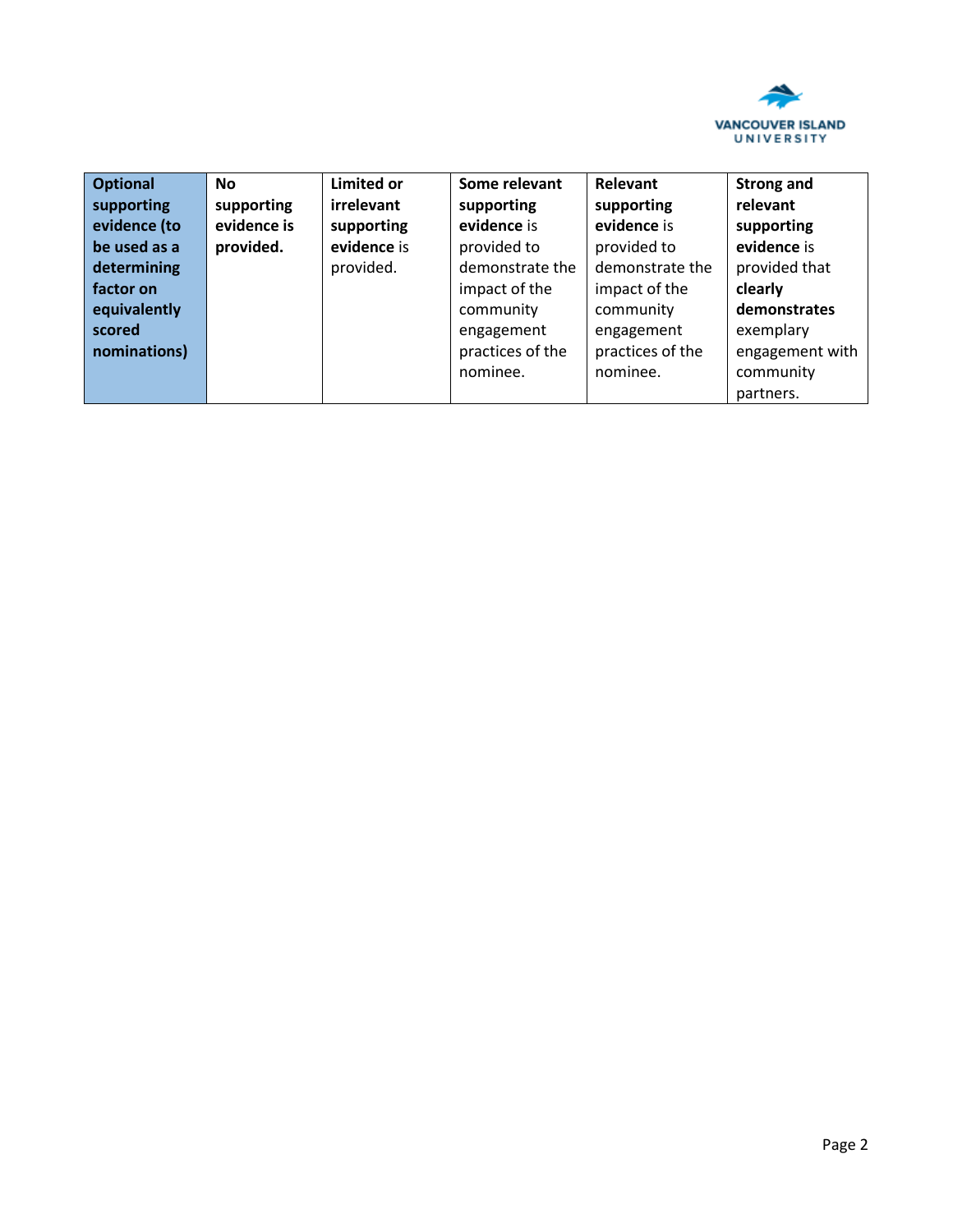| | | | | | |
|---|---|---|---|---|---|
| **Optional supporting evidence (to be used as a determining factor on equivalently scored nominations)** | **No supporting evidence is provided.** | **Limited or irrelevant supporting evidence** is provided. | **Some relevant supporting evidence** is provided to demonstrate the impact of the community engagement practices of the nominee. | **Relevant supporting evidence** is provided to demonstrate the impact of the community engagement practices of the nominee. | **Strong and relevant supporting evidence** is provided that **clearly demonstrates** exemplary engagement with community partners. |